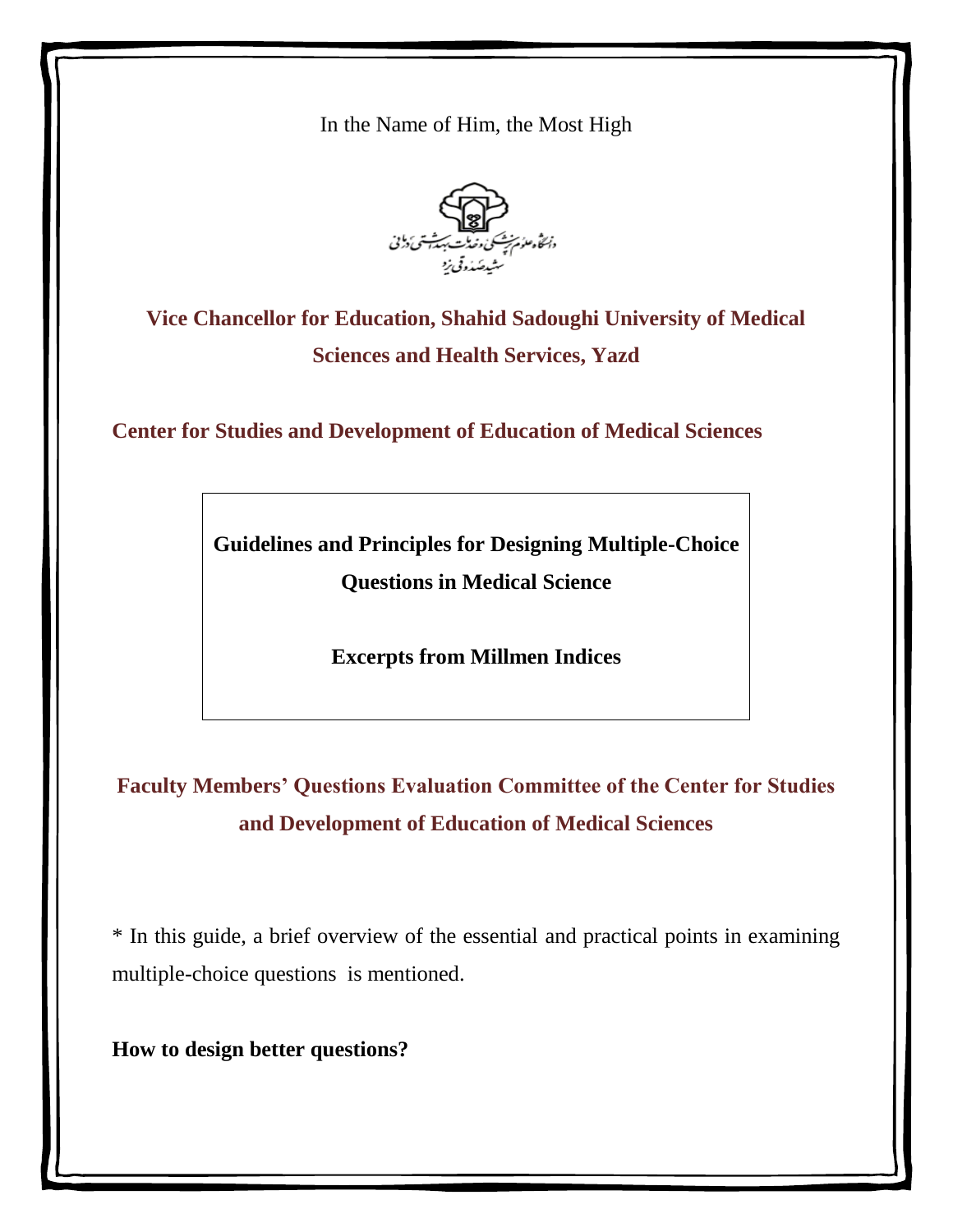In the Name of Him, the Most High

دانشگاه علوم پزشکی و خدمات بهداشتی درمانی شهید صدوقی یزد

**Vice Chancellor for Education, Shahid Sadoughi University of Medical Sciences and Health Services, Yazd**

**Center for Studies and Development of Education of Medical Sciences**

**Guidelines and Principles for Designing Multiple-Choice Questions in Medical Science**

**Excerpts from Millmen Indices**

**Faculty Members' Questions Evaluation Committee of the Center for Studies and Development of Education of Medical Sciences**

* In this guide, a brief overview of the essential and practical points in examining multiple-choice questions is mentioned.

**How to design better questions?**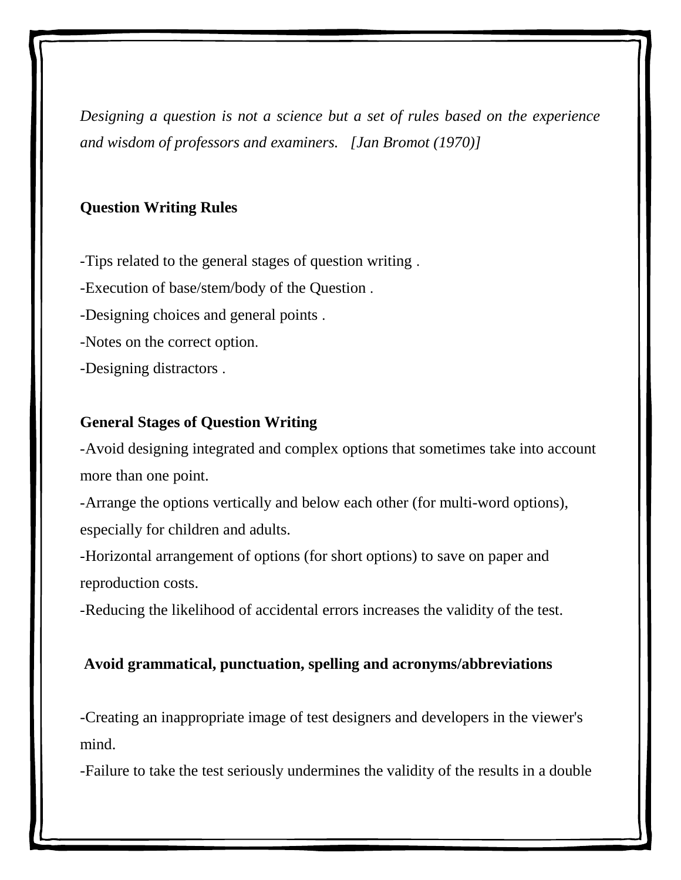*Designing a question is not a science but a set of rules based on the experience and wisdom of professors and examiners. [Jan Bromot (1970)]*

**Question Writing Rules**

-Tips related to the general stages of question writing .

-Execution of base/stem/body of the Question .

-Designing choices and general points .

-Notes on the correct option.

-Designing distractors .

**General Stages of Question Writing**

-Avoid designing integrated and complex options that sometimes take into account more than one point.

-Arrange the options vertically and below each other (for multi-word options), especially for children and adults.

-Horizontal arrangement of options (for short options) to save on paper and reproduction costs.

-Reducing the likelihood of accidental errors increases the validity of the test.

**Avoid grammatical, punctuation, spelling and acronyms/abbreviations**

-Creating an inappropriate image of test designers and developers in the viewer's mind.

-Failure to take the test seriously undermines the validity of the results in a double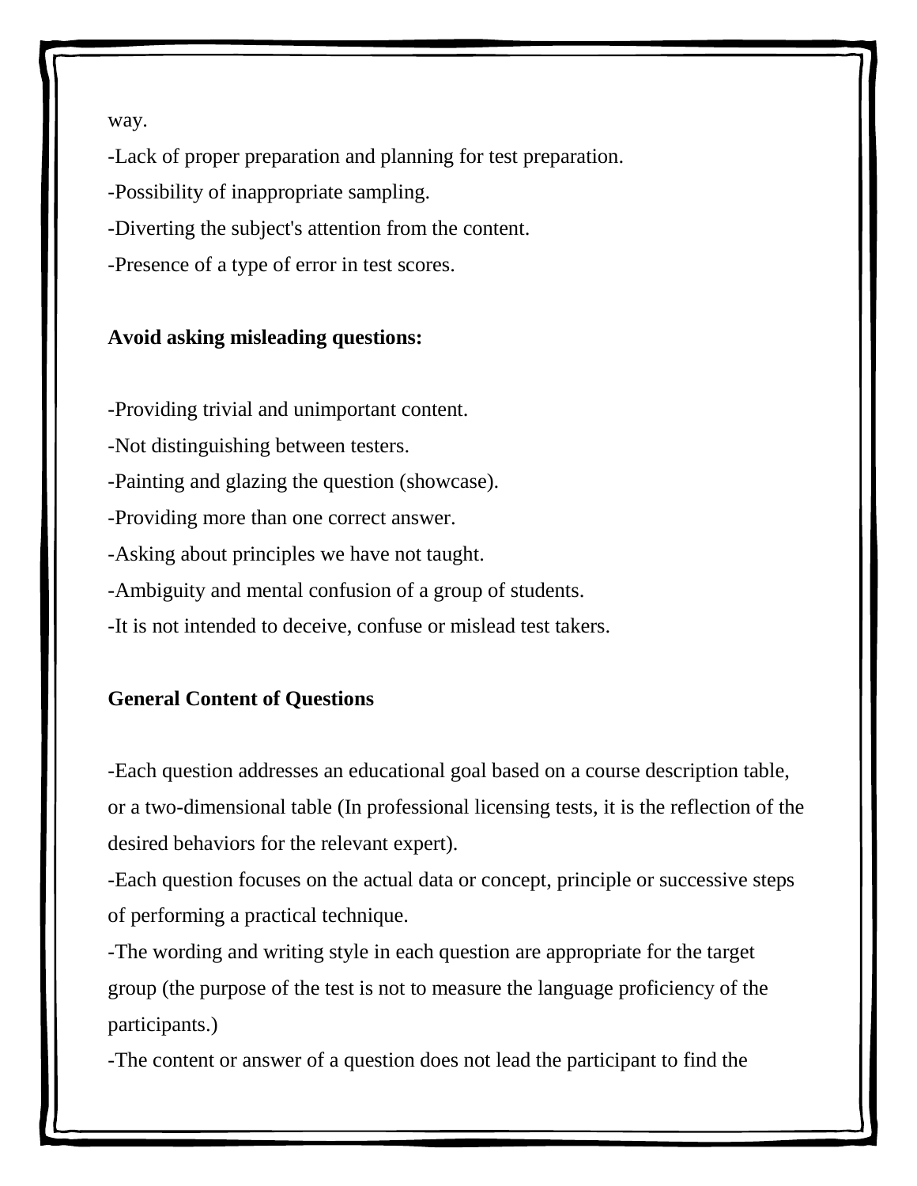way.

-Lack of proper preparation and planning for test preparation.

-Possibility of inappropriate sampling.

-Diverting the subject's attention from the content.

-Presence of a type of error in test scores.

**Avoid asking misleading questions:**

-Providing trivial and unimportant content.

-Not distinguishing between testers.

-Painting and glazing the question (showcase).

-Providing more than one correct answer.

-Asking about principles we have not taught.

-Ambiguity and mental confusion of a group of students.

-It is not intended to deceive, confuse or mislead test takers.

**General Content of Questions**

-Each question addresses an educational goal based on a course description table, or a two-dimensional table (In professional licensing tests, it is the reflection of the desired behaviors for the relevant expert).

-Each question focuses on the actual data or concept, principle or successive steps of performing a practical technique.

-The wording and writing style in each question are appropriate for the target group (the purpose of the test is not to measure the language proficiency of the participants.)

-The content or answer of a question does not lead the participant to find the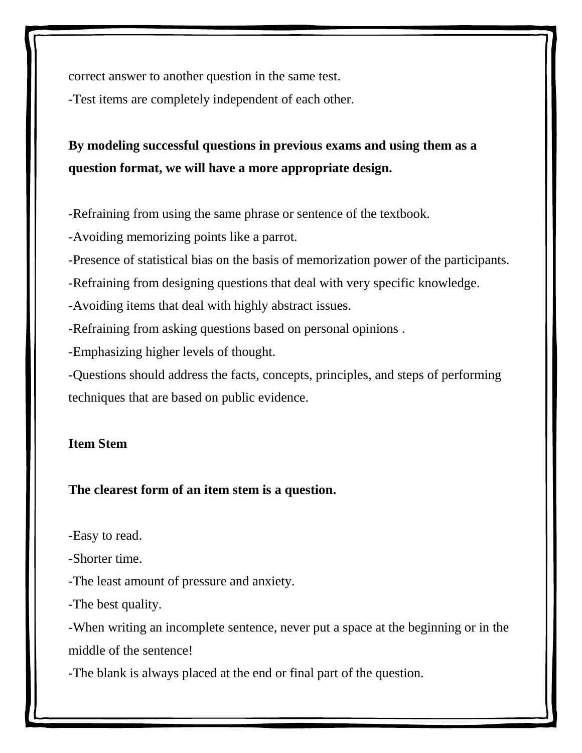correct answer to another question in the same test.

-Test items are completely independent of each other.

**By modeling successful questions in previous exams and using them as a question format, we will have a more appropriate design.**

-Refraining from using the same phrase or sentence of the textbook.

-Avoiding memorizing points like a parrot.

-Presence of statistical bias on the basis of memorization power of the participants.

-Refraining from designing questions that deal with very specific knowledge.

-Avoiding items that deal with highly abstract issues.

-Refraining from asking questions based on personal opinions .

-Emphasizing higher levels of thought.

-Questions should address the facts, concepts, principles, and steps of performing techniques that are based on public evidence.

**Item Stem**

**The clearest form of an item stem is a question.**

-Easy to read.

-Shorter time.

-The least amount of pressure and anxiety.

-The best quality.

-When writing an incomplete sentence, never put a space at the beginning or in the middle of the sentence!

-The blank is always placed at the end or final part of the question.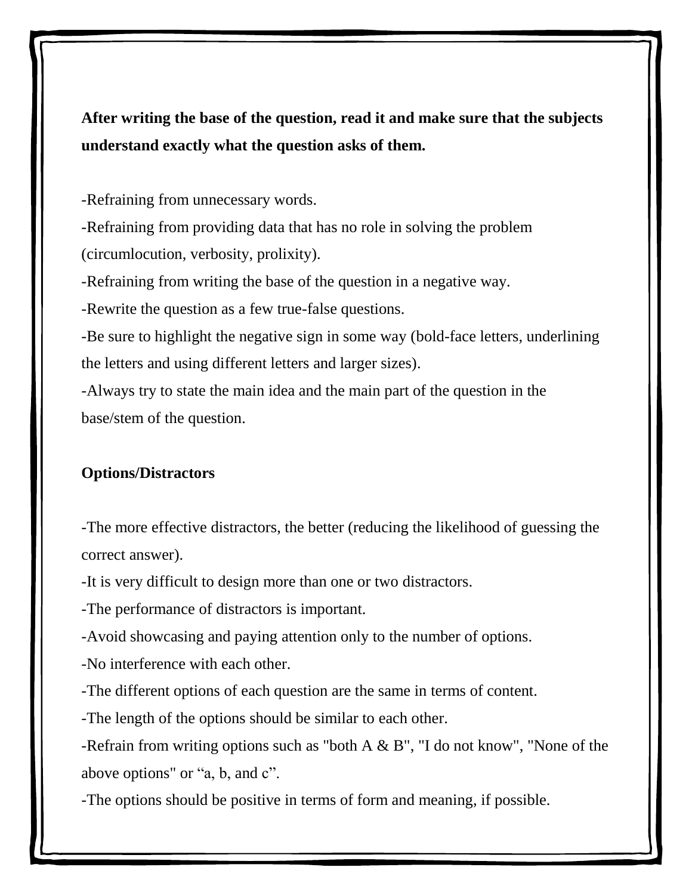**After writing the base of the question, read it and make sure that the subjects understand exactly what the question asks of them.**

-Refraining from unnecessary words.

-Refraining from providing data that has no role in solving the problem (circumlocution, verbosity, prolixity).

-Refraining from writing the base of the question in a negative way.

-Rewrite the question as a few true-false questions.

-Be sure to highlight the negative sign in some way (bold-face letters, underlining the letters and using different letters and larger sizes).

-Always try to state the main idea and the main part of the question in the base/stem of the question.

**Options/Distractors**

-The more effective distractors, the better (reducing the likelihood of guessing the correct answer).

-It is very difficult to design more than one or two distractors.

-The performance of distractors is important.

-Avoid showcasing and paying attention only to the number of options.

-No interference with each other.

-The different options of each question are the same in terms of content.

-The length of the options should be similar to each other.

-Refrain from writing options such as "both A & B", "I do not know", "None of the above options" or "a, b, and c".

-The options should be positive in terms of form and meaning, if possible.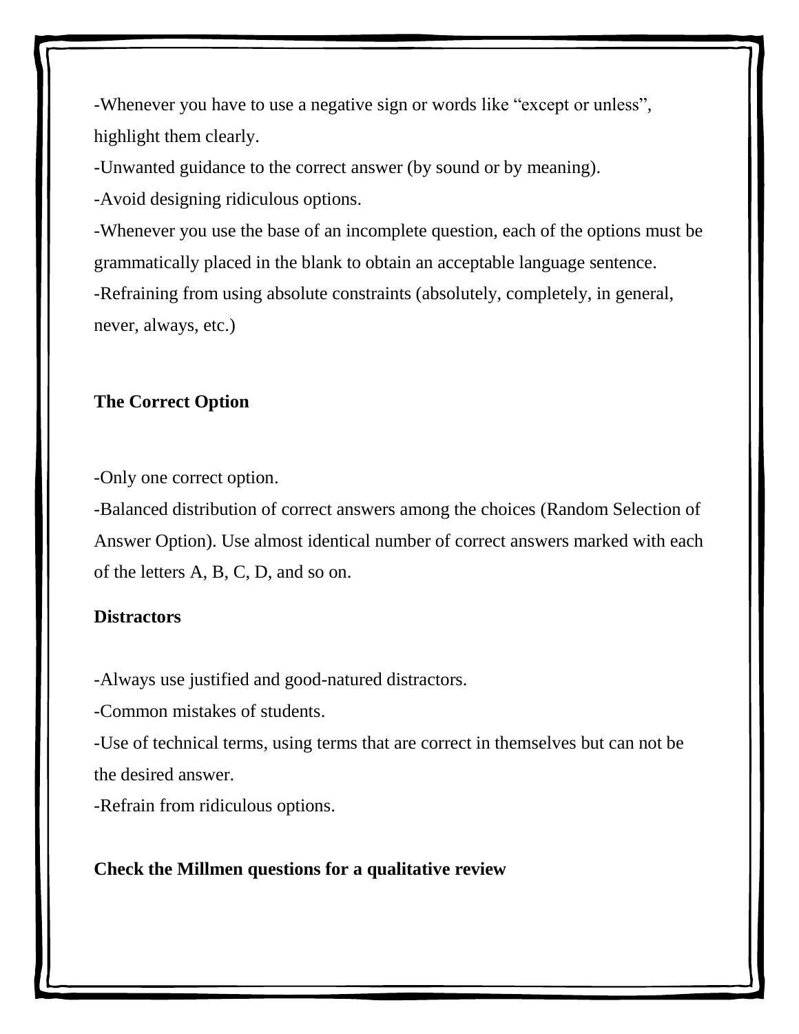-Whenever you have to use a negative sign or words like "except or unless", highlight them clearly.

-Unwanted guidance to the correct answer (by sound or by meaning).

-Avoid designing ridiculous options.

-Whenever you use the base of an incomplete question, each of the options must be grammatically placed in the blank to obtain an acceptable language sentence.

-Refraining from using absolute constraints (absolutely, completely, in general, never, always, etc.)

**The Correct Option**

-Only one correct option.

-Balanced distribution of correct answers among the choices (Random Selection of Answer Option). Use almost identical number of correct answers marked with each of the letters A, B, C, D, and so on.

**Distractors**

-Always use justified and good-natured distractors.

-Common mistakes of students.

-Use of technical terms, using terms that are correct in themselves but can not be the desired answer.

-Refrain from ridiculous options.

**Check the Millmen questions for a qualitative review**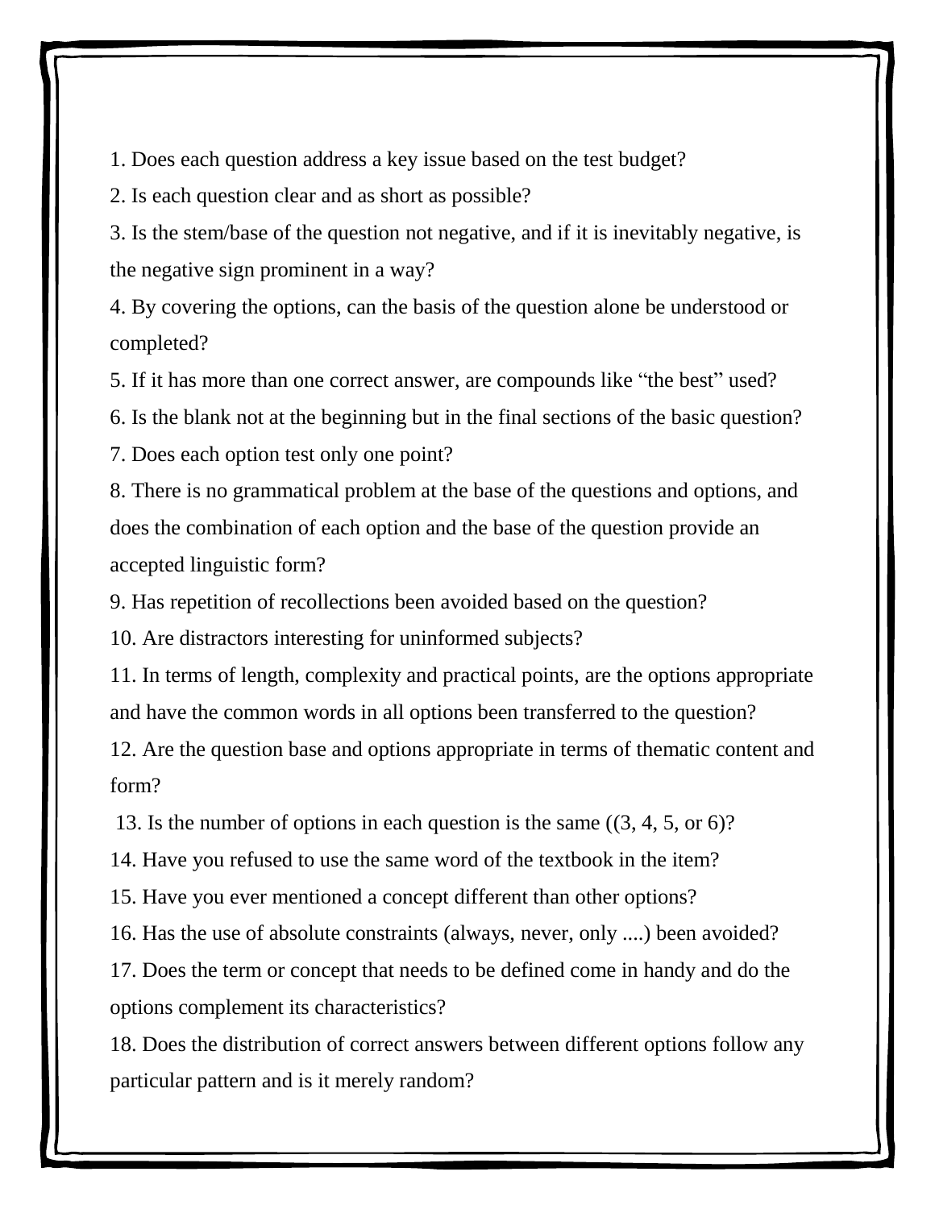1. Does each question address a key issue based on the test budget?

2. Is each question clear and as short as possible?

3. Is the stem/base of the question not negative, and if it is inevitably negative, is the negative sign prominent in a way?

4. By covering the options, can the basis of the question alone be understood or completed?

5. If it has more than one correct answer, are compounds like “the best” used?

6. Is the blank not at the beginning but in the final sections of the basic question?

7. Does each option test only one point?

8. There is no grammatical problem at the base of the questions and options, and does the combination of each option and the base of the question provide an accepted linguistic form?

9. Has repetition of recollections been avoided based on the question?

10. Are distractors interesting for uninformed subjects?

11. In terms of length, complexity and practical points, are the options appropriate and have the common words in all options been transferred to the question?

12. Are the question base and options appropriate in terms of thematic content and form?

13. Is the number of options in each question is the same ((3, 4, 5, or 6)?

14. Have you refused to use the same word of the textbook in the item?

15. Have you ever mentioned a concept different than other options?

16. Has the use of absolute constraints (always, never, only ....) been avoided?

17. Does the term or concept that needs to be defined come in handy and do the options complement its characteristics?

18. Does the distribution of correct answers between different options follow any particular pattern and is it merely random?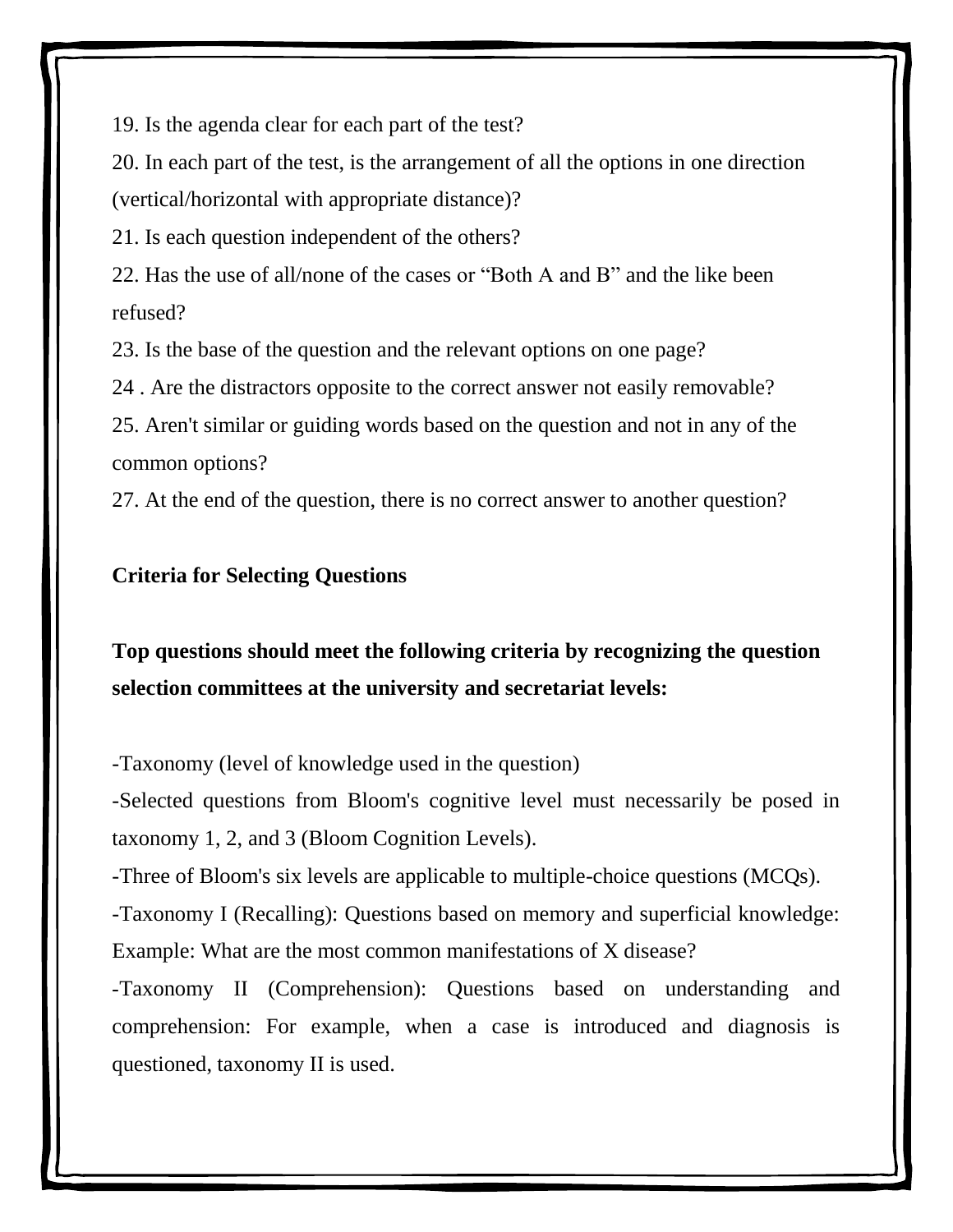19. Is the agenda clear for each part of the test?

20. In each part of the test, is the arrangement of all the options in one direction (vertical/horizontal with appropriate distance)?

21. Is each question independent of the others?

22. Has the use of all/none of the cases or "Both A and B" and the like been refused?

23. Is the base of the question and the relevant options on one page?

24 . Are the distractors opposite to the correct answer not easily removable?

25. Aren't similar or guiding words based on the question and not in any of the common options?

27. At the end of the question, there is no correct answer to another question?

**Criteria for Selecting Questions**

**Top questions should meet the following criteria by recognizing the question selection committees at the university and secretariat levels:**

-Taxonomy (level of knowledge used in the question)

-Selected questions from Bloom's cognitive level must necessarily be posed in taxonomy 1, 2, and 3 (Bloom Cognition Levels).

-Three of Bloom's six levels are applicable to multiple-choice questions (MCQs).

-Taxonomy I (Recalling): Questions based on memory and superficial knowledge: Example: What are the most common manifestations of X disease?

-Taxonomy II (Comprehension): Questions based on understanding and comprehension: For example, when a case is introduced and diagnosis is questioned, taxonomy II is used.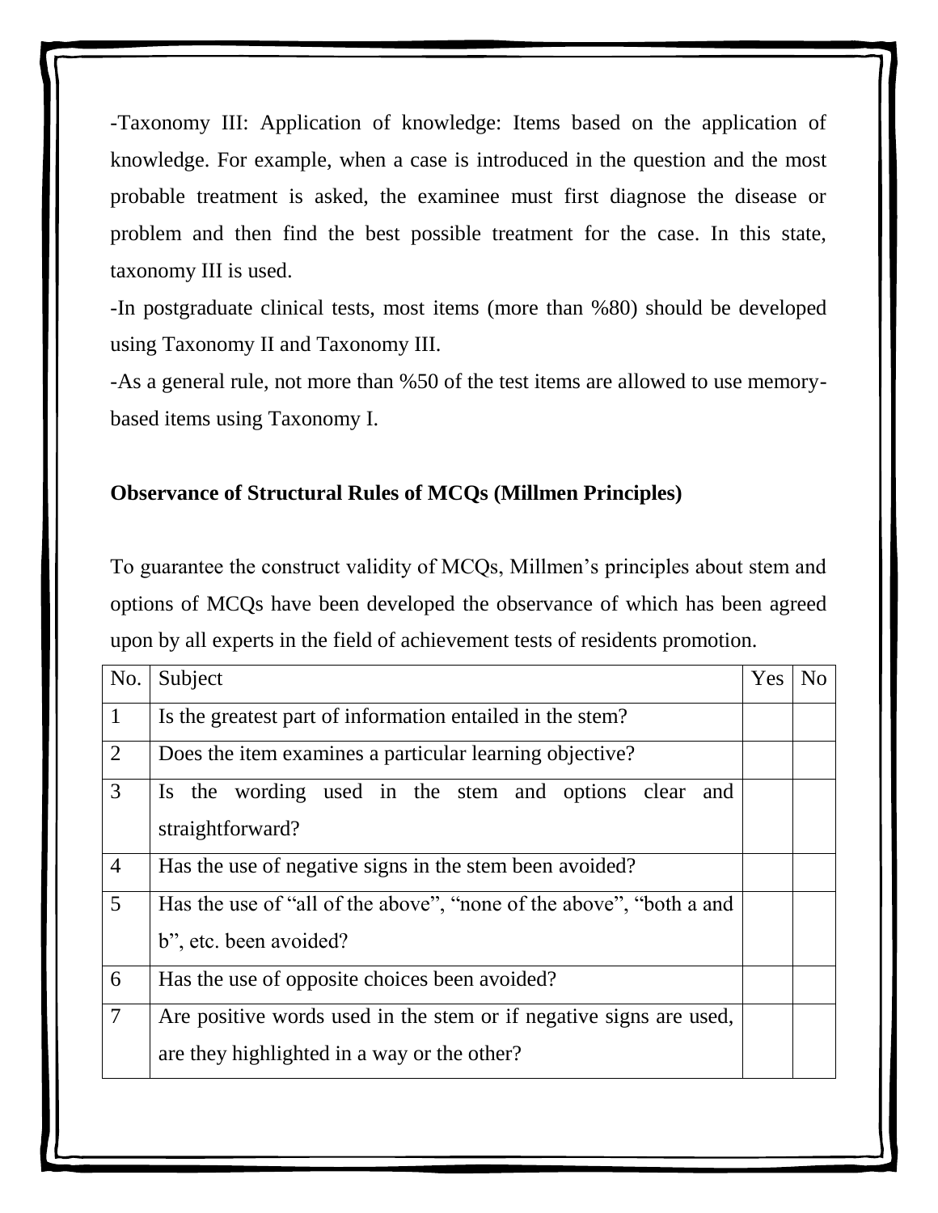-Taxonomy III: Application of knowledge: Items based on the application of knowledge. For example, when a case is introduced in the question and the most probable treatment is asked, the examinee must first diagnose the disease or problem and then find the best possible treatment for the case. In this state, taxonomy III is used.

-In postgraduate clinical tests, most items (more than %80) should be developed using Taxonomy II and Taxonomy III.

-As a general rule, not more than %50 of the test items are allowed to use memory-based items using Taxonomy I.

**Observance of Structural Rules of MCQs (Millmen Principles)**

To guarantee the construct validity of MCQs, Millmen's principles about stem and options of MCQs have been developed the observance of which has been agreed upon by all experts in the field of achievement tests of residents promotion.

| No. | Subject | Yes | No |
|---|---|---|---|
| 1 | Is the greatest part of information entailed in the stem? | | |
| 2 | Does the item examines a particular learning objective? | | |
| 3 | Is the wording used in the stem and options clear and straightforward? | | |
| 4 | Has the use of negative signs in the stem been avoided? | | |
| 5 | Has the use of "all of the above", "none of the above", "both a and b", etc. been avoided? | | |
| 6 | Has the use of opposite choices been avoided? | | |
| 7 | Are positive words used in the stem or if negative signs are used, are they highlighted in a way or the other? | | |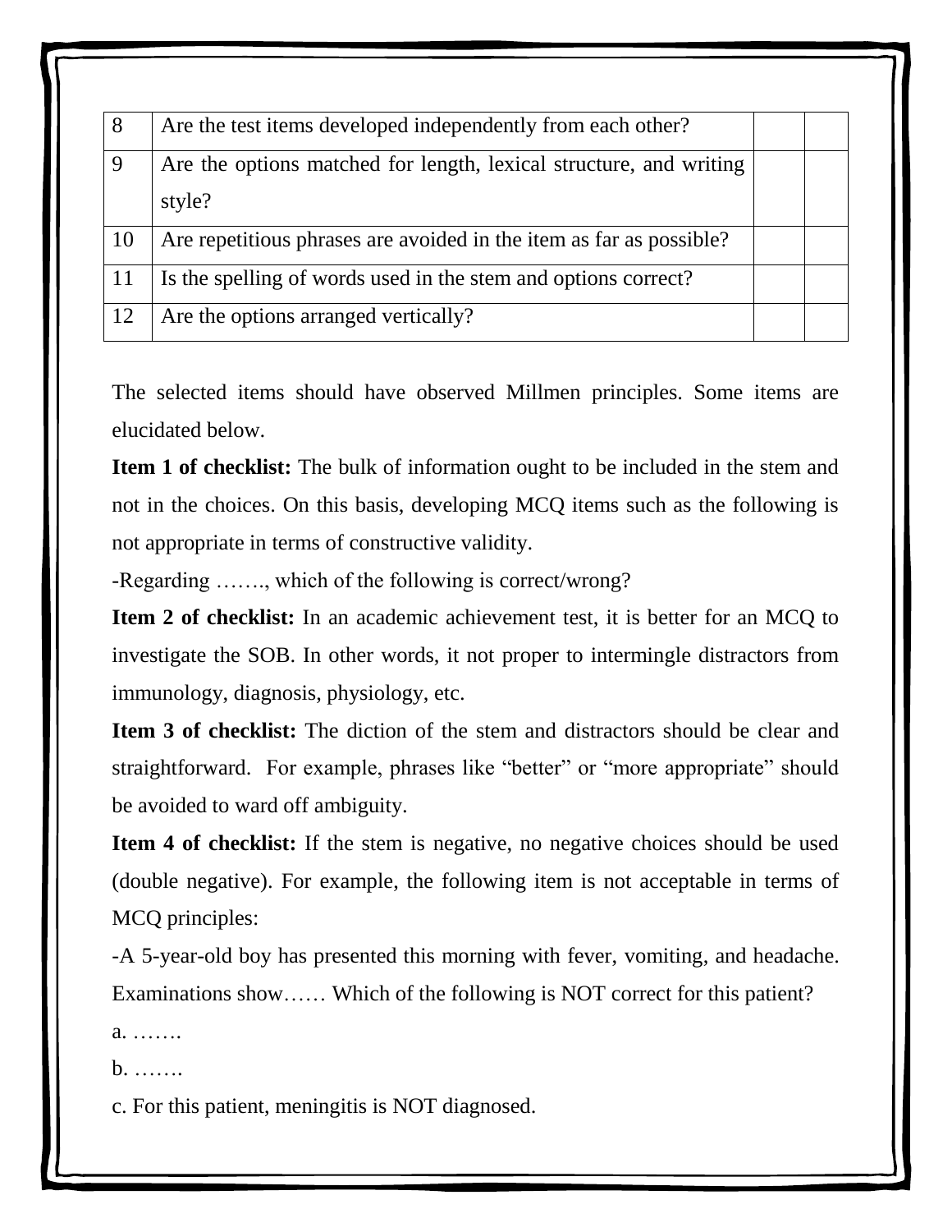| | | | |
|---|---|---|---|
| 8 | Are the test items developed independently from each other? | | |
| 9 | Are the options matched for length, lexical structure, and writing style? | | |
| 10 | Are repetitious phrases are avoided in the item as far as possible? | | |
| 11 | Is the spelling of words used in the stem and options correct? | | |
| 12 | Are the options arranged vertically? | | |

The selected items should have observed Millmen principles. Some items are elucidated below.

**Item 1 of checklist:** The bulk of information ought to be included in the stem and not in the choices. On this basis, developing MCQ items such as the following is not appropriate in terms of constructive validity.

-Regarding ……., which of the following is correct/wrong?

**Item 2 of checklist:** In an academic achievement test, it is better for an MCQ to investigate the SOB. In other words, it not proper to intermingle distractors from immunology, diagnosis, physiology, etc.

**Item 3 of checklist:** The diction of the stem and distractors should be clear and straightforward. For example, phrases like "better" or "more appropriate" should be avoided to ward off ambiguity.

**Item 4 of checklist:** If the stem is negative, no negative choices should be used (double negative). For example, the following item is not acceptable in terms of MCQ principles:

-A 5-year-old boy has presented this morning with fever, vomiting, and headache. Examinations show…… Which of the following is NOT correct for this patient?

a. …….

b. …….

c. For this patient, meningitis is NOT diagnosed.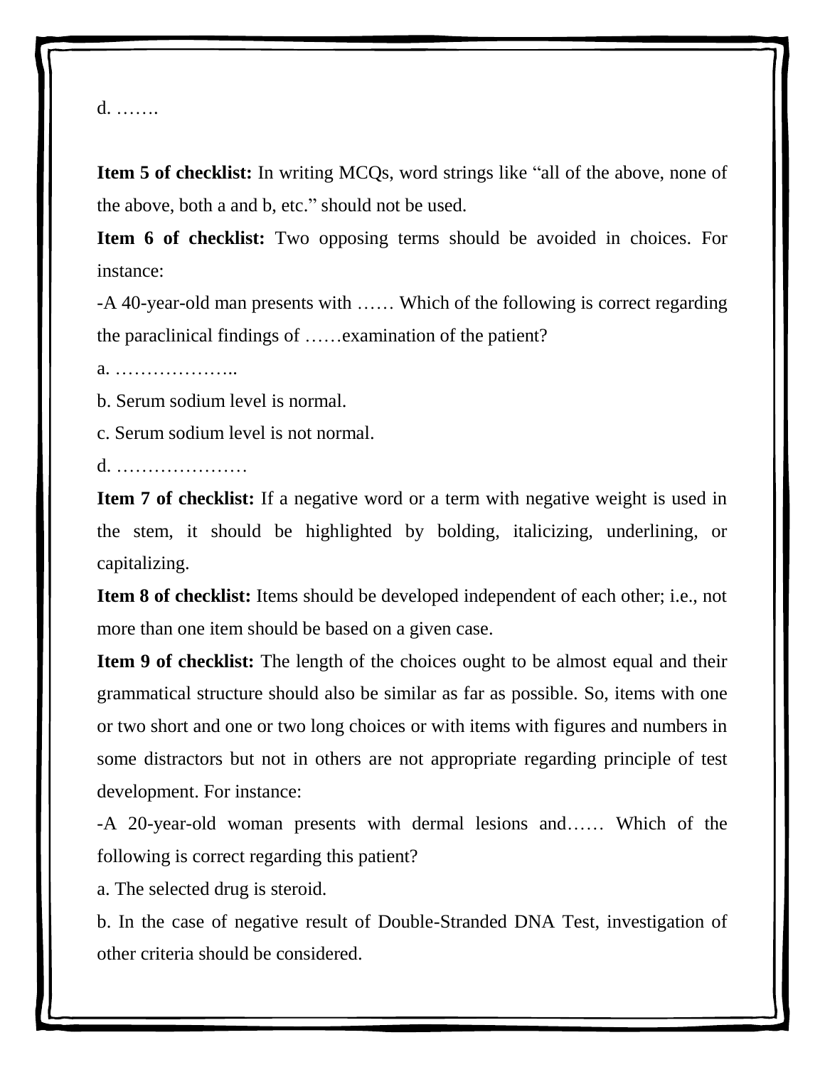d. …….

**Item 5 of checklist:** In writing MCQs, word strings like "all of the above, none of the above, both a and b, etc." should not be used.

**Item 6 of checklist:** Two opposing terms should be avoided in choices. For instance:

-A 40-year-old man presents with …… Which of the following is correct regarding the paraclinical findings of ……examination of the patient?

a. ………………..

b. Serum sodium level is normal.

c. Serum sodium level is not normal.

d. …………………

**Item 7 of checklist:** If a negative word or a term with negative weight is used in the stem, it should be highlighted by bolding, italicizing, underlining, or capitalizing.

**Item 8 of checklist:** Items should be developed independent of each other; i.e., not more than one item should be based on a given case.

**Item 9 of checklist:** The length of the choices ought to be almost equal and their grammatical structure should also be similar as far as possible. So, items with one or two short and one or two long choices or with items with figures and numbers in some distractors but not in others are not appropriate regarding principle of test development. For instance:

-A 20-year-old woman presents with dermal lesions and…… Which of the following is correct regarding this patient?

a. The selected drug is steroid.

b. In the case of negative result of Double-Stranded DNA Test, investigation of other criteria should be considered.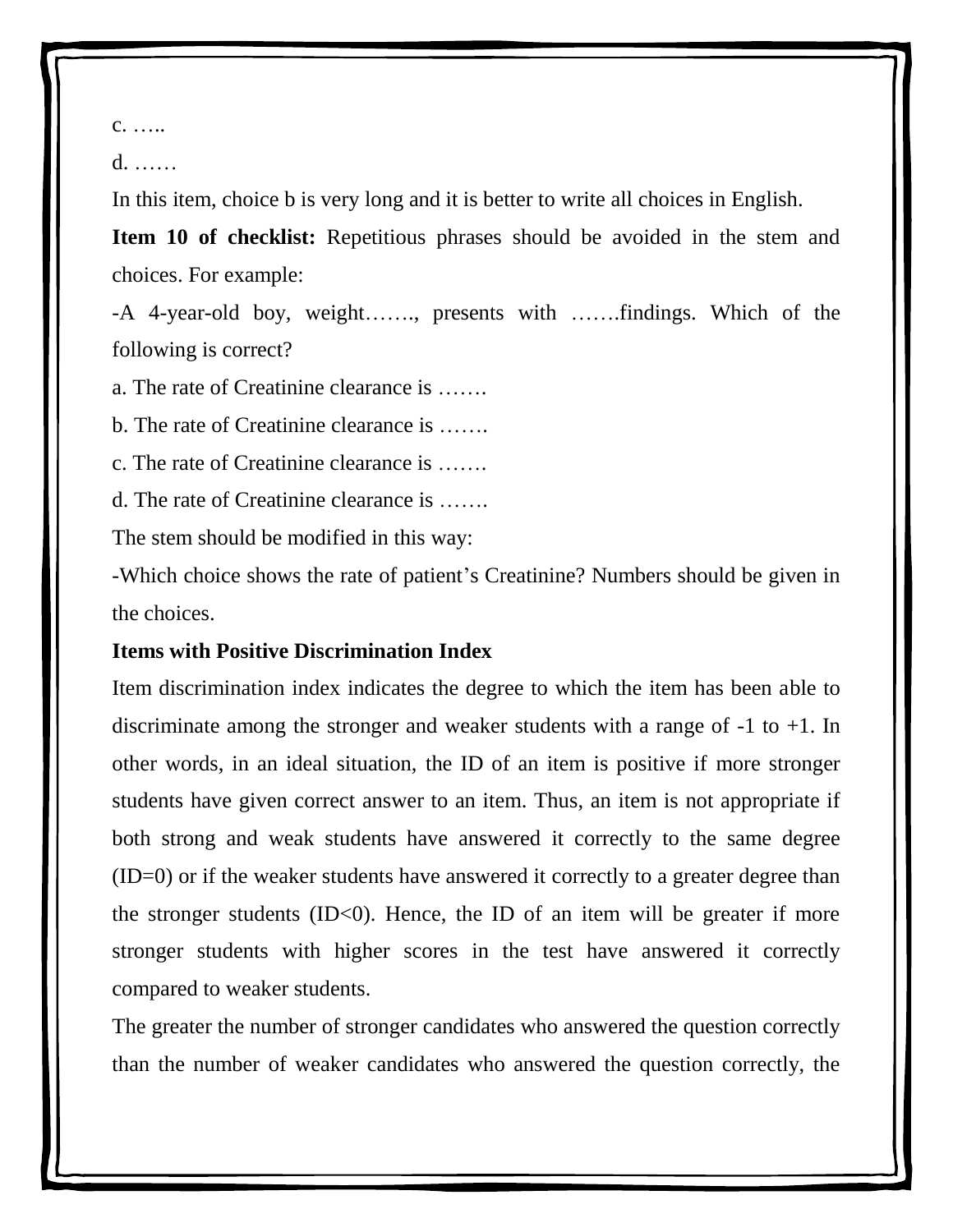c. …..

d. ……

In this item, choice b is very long and it is better to write all choices in English.

**Item 10 of checklist:** Repetitious phrases should be avoided in the stem and choices. For example:

-A 4-year-old boy, weight……., presents with …….findings. Which of the following is correct?

a. The rate of Creatinine clearance is …….

b. The rate of Creatinine clearance is …….

c. The rate of Creatinine clearance is …….

d. The rate of Creatinine clearance is …….

The stem should be modified in this way:

-Which choice shows the rate of patient's Creatinine? Numbers should be given in the choices.

**Items with Positive Discrimination Index**

Item discrimination index indicates the degree to which the item has been able to discriminate among the stronger and weaker students with a range of -1 to +1. In other words, in an ideal situation, the ID of an item is positive if more stronger students have given correct answer to an item. Thus, an item is not appropriate if both strong and weak students have answered it correctly to the same degree (ID=0) or if the weaker students have answered it correctly to a greater degree than the stronger students (ID<0). Hence, the ID of an item will be greater if more stronger students with higher scores in the test have answered it correctly compared to weaker students.

The greater the number of stronger candidates who answered the question correctly than the number of weaker candidates who answered the question correctly, the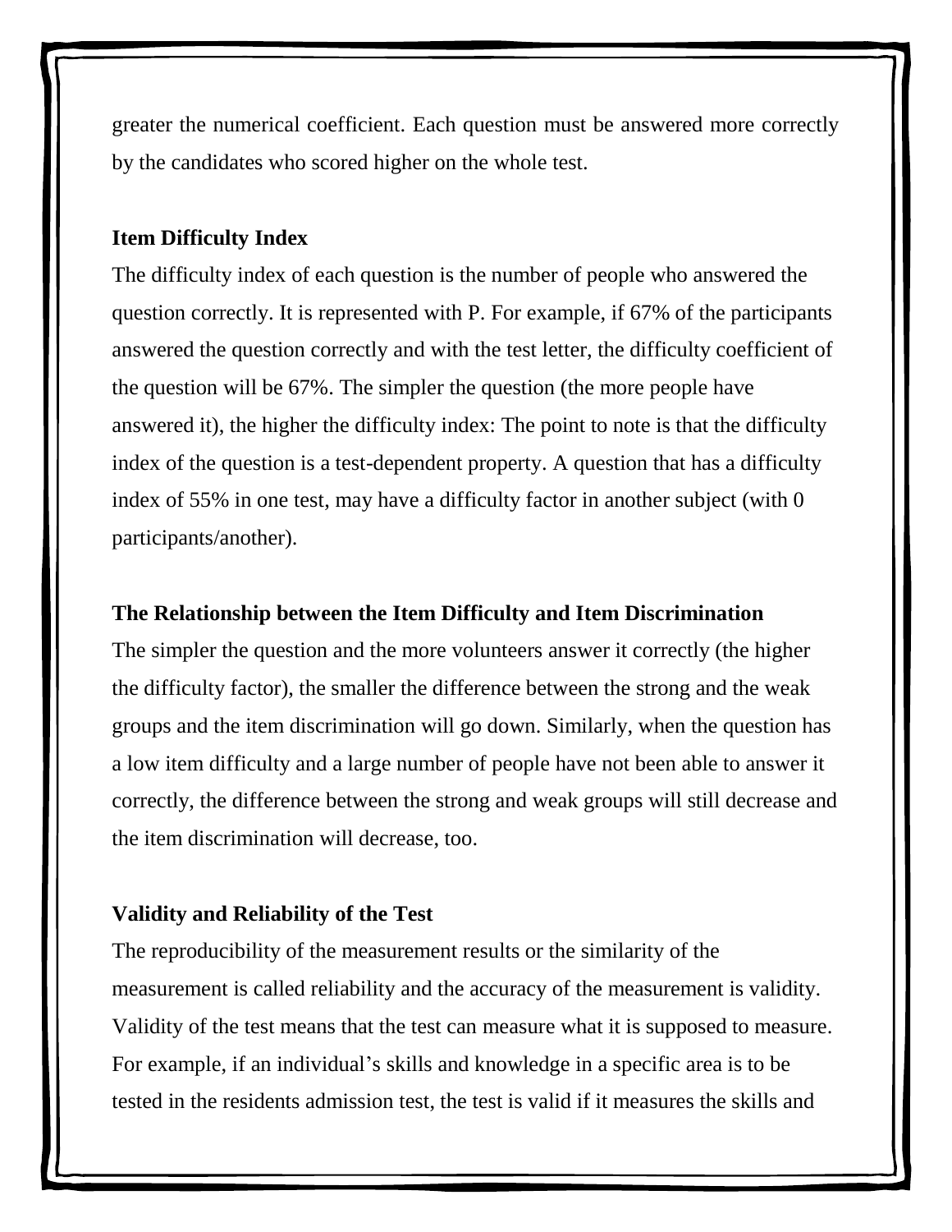greater the numerical coefficient. Each question must be answered more correctly by the candidates who scored higher on the whole test.

**Item Difficulty Index**

The difficulty index of each question is the number of people who answered the question correctly. It is represented with P. For example, if 67% of the participants answered the question correctly and with the test letter, the difficulty coefficient of the question will be 67%. The simpler the question (the more people have answered it), the higher the difficulty index: The point to note is that the difficulty index of the question is a test-dependent property. A question that has a difficulty index of 55% in one test, may have a difficulty factor in another subject (with 0 participants/another).

**The Relationship between the Item Difficulty and Item Discrimination**

The simpler the question and the more volunteers answer it correctly (the higher the difficulty factor), the smaller the difference between the strong and the weak groups and the item discrimination will go down. Similarly, when the question has a low item difficulty and a large number of people have not been able to answer it correctly, the difference between the strong and weak groups will still decrease and the item discrimination will decrease, too.

**Validity and Reliability of the Test**

The reproducibility of the measurement results or the similarity of the measurement is called reliability and the accuracy of the measurement is validity. Validity of the test means that the test can measure what it is supposed to measure. For example, if an individual's skills and knowledge in a specific area is to be tested in the residents admission test, the test is valid if it measures the skills and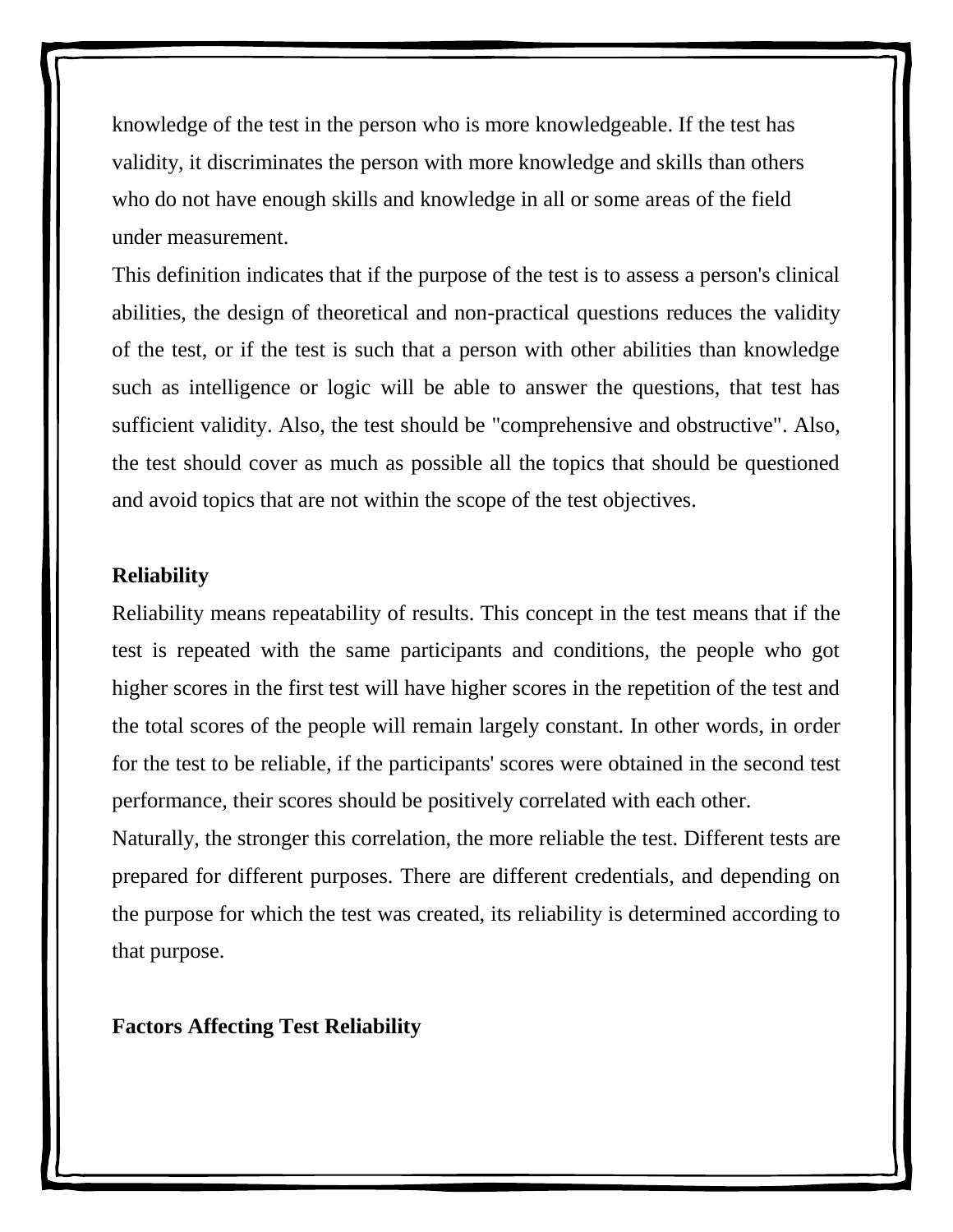knowledge of the test in the person who is more knowledgeable. If the test has validity, it discriminates the person with more knowledge and skills than others who do not have enough skills and knowledge in all or some areas of the field under measurement.

This definition indicates that if the purpose of the test is to assess a person's clinical abilities, the design of theoretical and non-practical questions reduces the validity of the test, or if the test is such that a person with other abilities than knowledge such as intelligence or logic will be able to answer the questions, that test has sufficient validity. Also, the test should be "comprehensive and obstructive". Also, the test should cover as much as possible all the topics that should be questioned and avoid topics that are not within the scope of the test objectives.

**Reliability**

Reliability means repeatability of results. This concept in the test means that if the test is repeated with the same participants and conditions, the people who got higher scores in the first test will have higher scores in the repetition of the test and the total scores of the people will remain largely constant. In other words, in order for the test to be reliable, if the participants' scores were obtained in the second test performance, their scores should be positively correlated with each other.

Naturally, the stronger this correlation, the more reliable the test. Different tests are prepared for different purposes. There are different credentials, and depending on the purpose for which the test was created, its reliability is determined according to that purpose.

**Factors Affecting Test Reliability**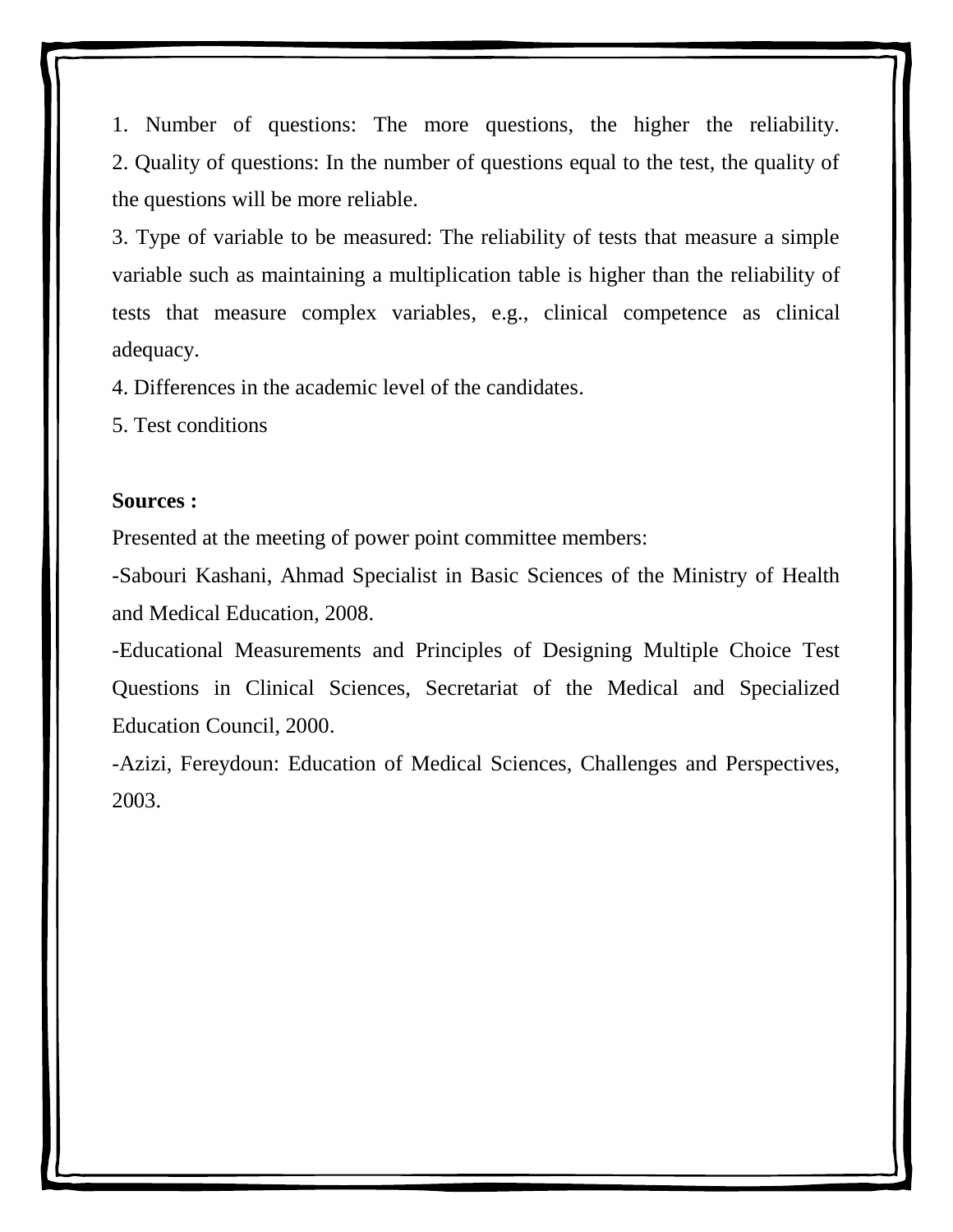1. Number of questions: The more questions, the higher the reliability.
2. Quality of questions: In the number of questions equal to the test, the quality of the questions will be more reliable.
3. Type of variable to be measured: The reliability of tests that measure a simple variable such as maintaining a multiplication table is higher than the reliability of tests that measure complex variables, e.g., clinical competence as clinical adequacy.
4. Differences in the academic level of the candidates.
5. Test conditions

**Sources :**

Presented at the meeting of power point committee members:

-Sabouri Kashani, Ahmad Specialist in Basic Sciences of the Ministry of Health and Medical Education, 2008.

-Educational Measurements and Principles of Designing Multiple Choice Test Questions in Clinical Sciences, Secretariat of the Medical and Specialized Education Council, 2000.

-Azizi, Fereydoun: Education of Medical Sciences, Challenges and Perspectives, 2003.